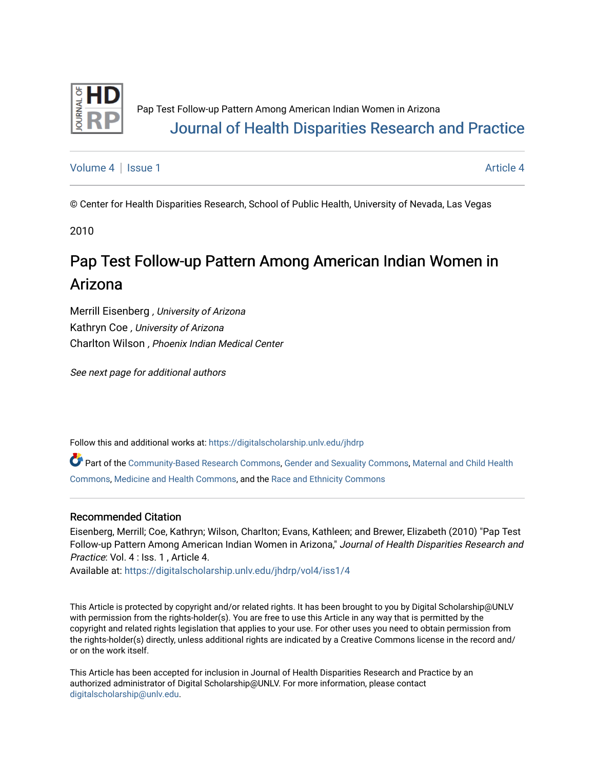Pap Test Follow-up Pattern Among American Indian Women in Arizona

Journal of Health Disparities Research and Practice

Volume 4 | Issue 1 Article 4

© Center for Health Disparities Research, School of Public Health, University of Nevada, Las Vegas

2010

# Pap Test Follow-up Pattern Among American Indian Women in Arizona

Merrill Eisenberg , *University of Arizona*
Kathryn Coe , *University of Arizona*
Charlton Wilson , *Phoenix Indian Medical Center*

*See next page for additional authors*

Follow this and additional works at: https://digitalscholarship.unlv.edu/jhdrp

Part of the Community-Based Research Commons, Gender and Sexuality Commons, Maternal and Child Health Commons, Medicine and Health Commons, and the Race and Ethnicity Commons

## Recommended Citation

Eisenberg, Merrill; Coe, Kathryn; Wilson, Charlton; Evans, Kathleen; and Brewer, Elizabeth (2010) "Pap Test Follow-up Pattern Among American Indian Women in Arizona," *Journal of Health Disparities Research and Practice*: Vol. 4 : Iss. 1 , Article 4.
Available at: https://digitalscholarship.unlv.edu/jhdrp/vol4/iss1/4

This Article is protected by copyright and/or related rights. It has been brought to you by Digital Scholarship@UNLV with permission from the rights-holder(s). You are free to use this Article in any way that is permitted by the copyright and related rights legislation that applies to your use. For other uses you need to obtain permission from the rights-holder(s) directly, unless additional rights are indicated by a Creative Commons license in the record and/or on the work itself.

This Article has been accepted for inclusion in Journal of Health Disparities Research and Practice by an authorized administrator of Digital Scholarship@UNLV. For more information, please contact digitalscholarship@unlv.edu.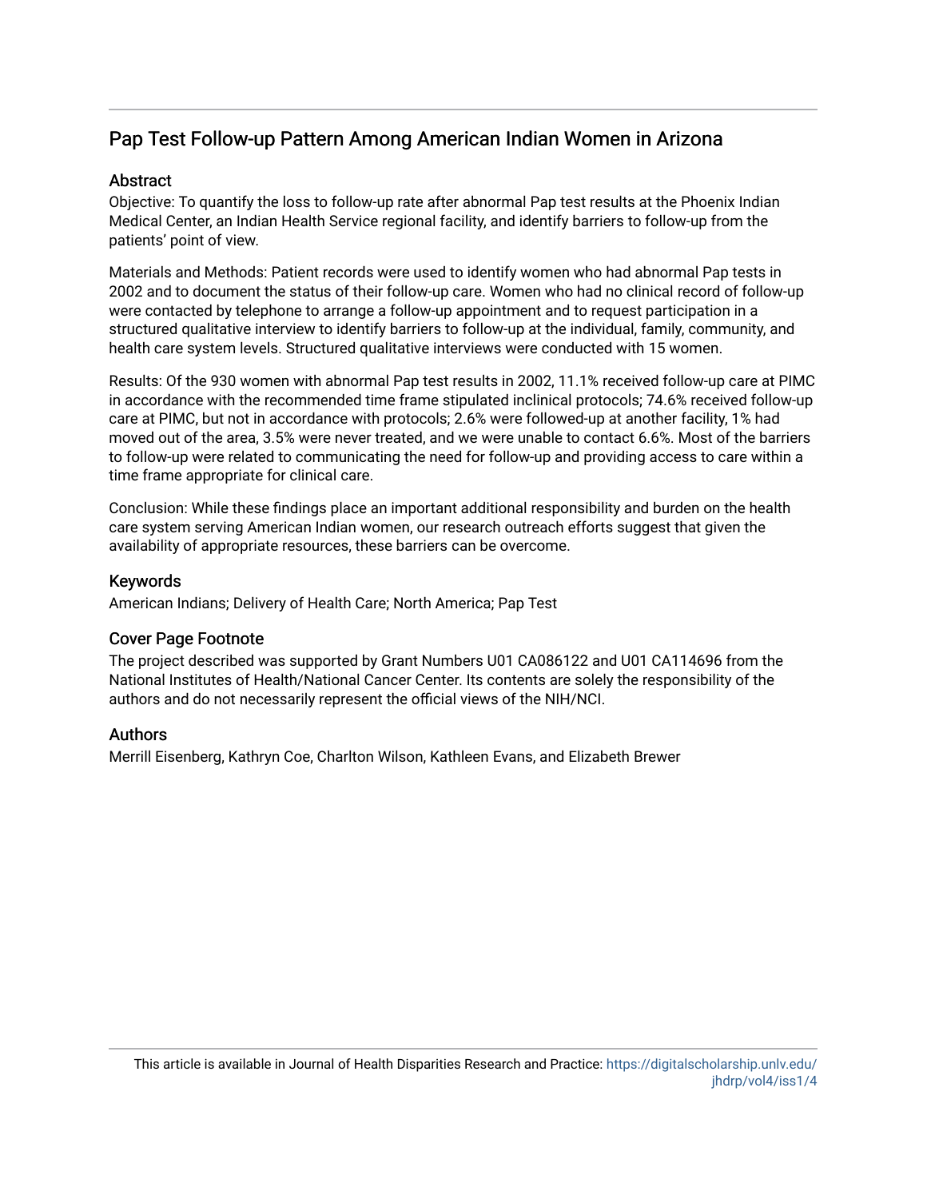# Pap Test Follow-up Pattern Among American Indian Women in Arizona

## Abstract

Objective: To quantify the loss to follow-up rate after abnormal Pap test results at the Phoenix Indian Medical Center, an Indian Health Service regional facility, and identify barriers to follow-up from the patients' point of view.

Materials and Methods: Patient records were used to identify women who had abnormal Pap tests in 2002 and to document the status of their follow-up care. Women who had no clinical record of follow-up were contacted by telephone to arrange a follow-up appointment and to request participation in a structured qualitative interview to identify barriers to follow-up at the individual, family, community, and health care system levels. Structured qualitative interviews were conducted with 15 women.

Results: Of the 930 women with abnormal Pap test results in 2002, 11.1% received follow-up care at PIMC in accordance with the recommended time frame stipulated inclinical protocols; 74.6% received follow-up care at PIMC, but not in accordance with protocols; 2.6% were followed-up at another facility, 1% had moved out of the area, 3.5% were never treated, and we were unable to contact 6.6%. Most of the barriers to follow-up were related to communicating the need for follow-up and providing access to care within a time frame appropriate for clinical care.

Conclusion: While these findings place an important additional responsibility and burden on the health care system serving American Indian women, our research outreach efforts suggest that given the availability of appropriate resources, these barriers can be overcome.

## Keywords

American Indians; Delivery of Health Care; North America; Pap Test

## Cover Page Footnote

The project described was supported by Grant Numbers U01 CA086122 and U01 CA114696 from the National Institutes of Health/National Cancer Center. Its contents are solely the responsibility of the authors and do not necessarily represent the official views of the NIH/NCI.

## Authors

Merrill Eisenberg, Kathryn Coe, Charlton Wilson, Kathleen Evans, and Elizabeth Brewer

This article is available in Journal of Health Disparities Research and Practice: https://digitalscholarship.unlv.edu/jhdrp/vol4/iss1/4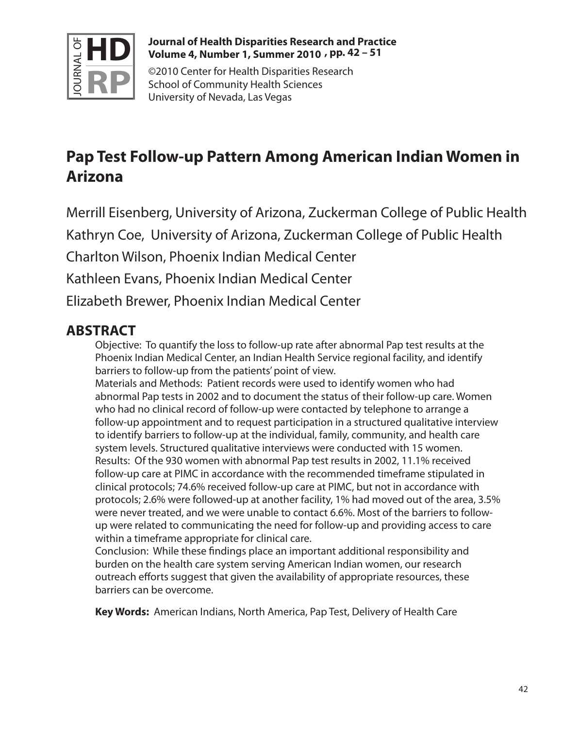# Pap Test Follow-up Pattern Among American Indian Women in Arizona

Merrill Eisenberg, University of Arizona, Zuckerman College of Public Health

Kathryn Coe, University of Arizona, Zuckerman College of Public Health

Charlton Wilson, Phoenix Indian Medical Center

Kathleen Evans, Phoenix Indian Medical Center

Elizabeth Brewer, Phoenix Indian Medical Center

## ABSTRACT

Objective: To quantify the loss to follow-up rate after abnormal Pap test results at the Phoenix Indian Medical Center, an Indian Health Service regional facility, and identify barriers to follow-up from the patients' point of view.

Materials and Methods: Patient records were used to identify women who had abnormal Pap tests in 2002 and to document the status of their follow-up care. Women who had no clinical record of follow-up were contacted by telephone to arrange a follow-up appointment and to request participation in a structured qualitative interview to identify barriers to follow-up at the individual, family, community, and health care system levels. Structured qualitative interviews were conducted with 15 women.

Results: Of the 930 women with abnormal Pap test results in 2002, 11.1% received follow-up care at PIMC in accordance with the recommended timeframe stipulated in clinical protocols; 74.6% received follow-up care at PIMC, but not in accordance with protocols; 2.6% were followed-up at another facility, 1% had moved out of the area, 3.5% were never treated, and we were unable to contact 6.6%. Most of the barriers to follow-up were related to communicating the need for follow-up and providing access to care within a timeframe appropriate for clinical care.

Conclusion: While these findings place an important additional responsibility and burden on the health care system serving American Indian women, our research outreach efforts suggest that given the availability of appropriate resources, these barriers can be overcome.

**Key Words:** American Indians, North America, Pap Test, Delivery of Health Care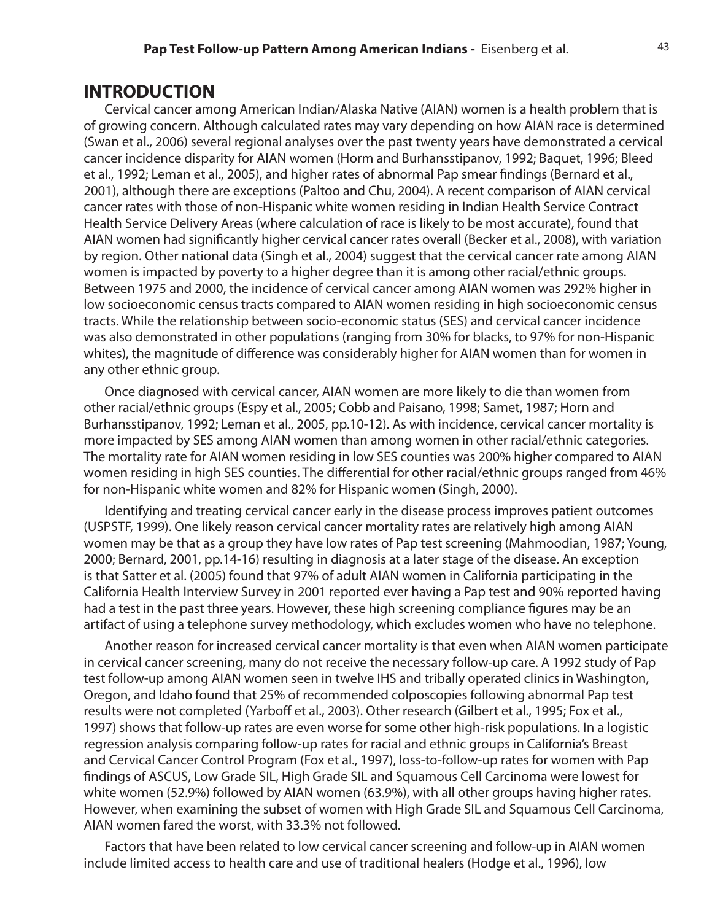## INTRODUCTION

Cervical cancer among American Indian/Alaska Native (AIAN) women is a health problem that is of growing concern. Although calculated rates may vary depending on how AIAN race is determined (Swan et al., 2006) several regional analyses over the past twenty years have demonstrated a cervical cancer incidence disparity for AIAN women (Horm and Burhansstipanov, 1992; Baquet, 1996; Bleed et al., 1992; Leman et al., 2005), and higher rates of abnormal Pap smear findings (Bernard et al., 2001), although there are exceptions (Paltoo and Chu, 2004). A recent comparison of AIAN cervical cancer rates with those of non-Hispanic white women residing in Indian Health Service Contract Health Service Delivery Areas (where calculation of race is likely to be most accurate), found that AIAN women had significantly higher cervical cancer rates overall (Becker et al., 2008), with variation by region. Other national data (Singh et al., 2004) suggest that the cervical cancer rate among AIAN women is impacted by poverty to a higher degree than it is among other racial/ethnic groups. Between 1975 and 2000, the incidence of cervical cancer among AIAN women was 292% higher in low socioeconomic census tracts compared to AIAN women residing in high socioeconomic census tracts. While the relationship between socio-economic status (SES) and cervical cancer incidence was also demonstrated in other populations (ranging from 30% for blacks, to 97% for non-Hispanic whites), the magnitude of difference was considerably higher for AIAN women than for women in any other ethnic group.

Once diagnosed with cervical cancer, AIAN women are more likely to die than women from other racial/ethnic groups (Espy et al., 2005; Cobb and Paisano, 1998; Samet, 1987; Horn and Burhansstipanov, 1992; Leman et al., 2005, pp.10-12). As with incidence, cervical cancer mortality is more impacted by SES among AIAN women than among women in other racial/ethnic categories. The mortality rate for AIAN women residing in low SES counties was 200% higher compared to AIAN women residing in high SES counties. The differential for other racial/ethnic groups ranged from 46% for non-Hispanic white women and 82% for Hispanic women (Singh, 2000).

Identifying and treating cervical cancer early in the disease process improves patient outcomes (USPSTF, 1999). One likely reason cervical cancer mortality rates are relatively high among AIAN women may be that as a group they have low rates of Pap test screening (Mahmoodian, 1987; Young, 2000; Bernard, 2001, pp.14-16) resulting in diagnosis at a later stage of the disease. An exception is that Satter et al. (2005) found that 97% of adult AIAN women in California participating in the California Health Interview Survey in 2001 reported ever having a Pap test and 90% reported having had a test in the past three years. However, these high screening compliance figures may be an artifact of using a telephone survey methodology, which excludes women who have no telephone.

Another reason for increased cervical cancer mortality is that even when AIAN women participate in cervical cancer screening, many do not receive the necessary follow-up care. A 1992 study of Pap test follow-up among AIAN women seen in twelve IHS and tribally operated clinics in Washington, Oregon, and Idaho found that 25% of recommended colposcopies following abnormal Pap test results were not completed (Yarboff et al., 2003). Other research (Gilbert et al., 1995; Fox et al., 1997) shows that follow-up rates are even worse for some other high-risk populations. In a logistic regression analysis comparing follow-up rates for racial and ethnic groups in California's Breast and Cervical Cancer Control Program (Fox et al., 1997), loss-to-follow-up rates for women with Pap findings of ASCUS, Low Grade SIL, High Grade SIL and Squamous Cell Carcinoma were lowest for white women (52.9%) followed by AIAN women (63.9%), with all other groups having higher rates. However, when examining the subset of women with High Grade SIL and Squamous Cell Carcinoma, AIAN women fared the worst, with 33.3% not followed.

Factors that have been related to low cervical cancer screening and follow-up in AIAN women include limited access to health care and use of traditional healers (Hodge et al., 1996), low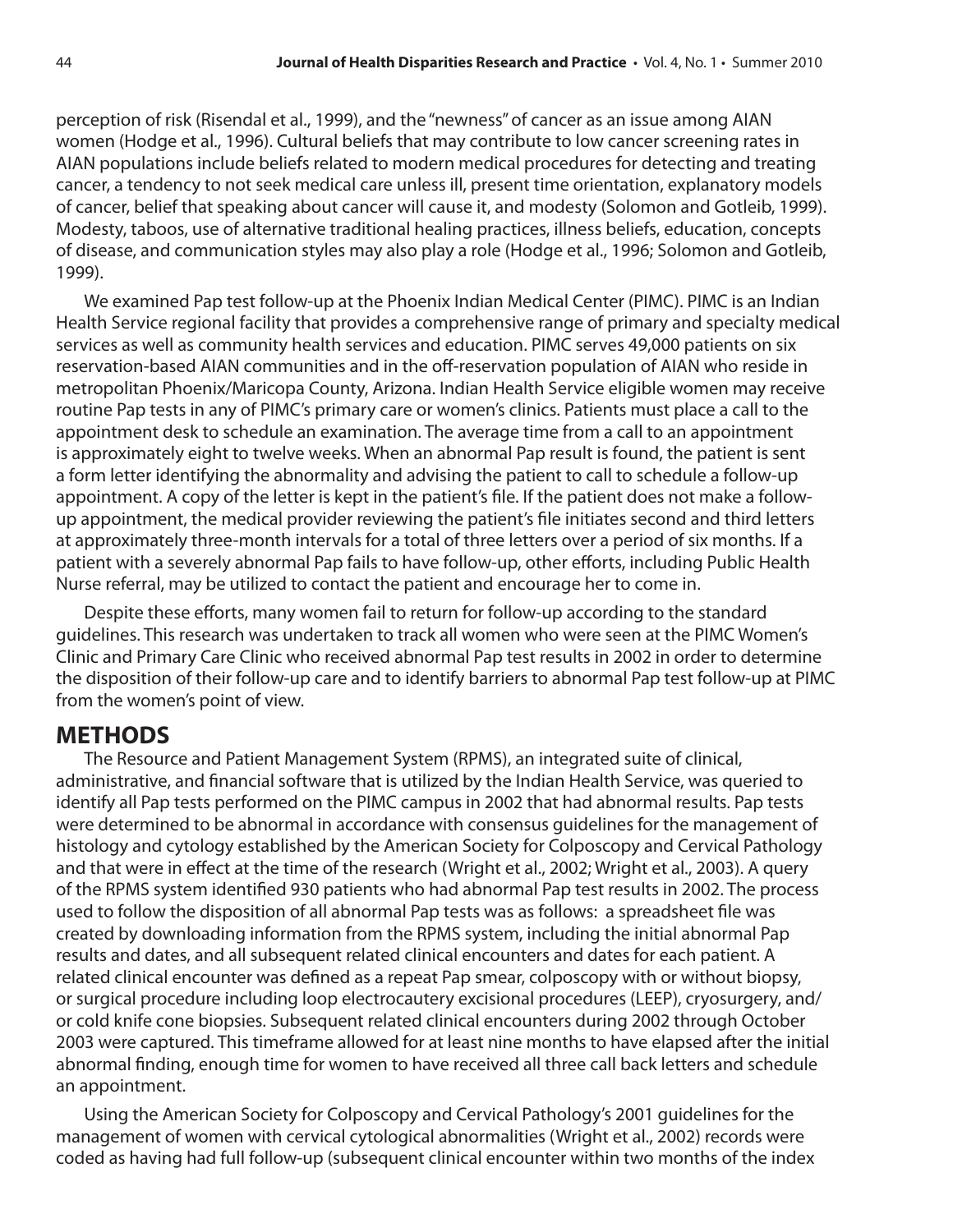perception of risk (Risendal et al., 1999), and the "newness" of cancer as an issue among AIAN women (Hodge et al., 1996). Cultural beliefs that may contribute to low cancer screening rates in AIAN populations include beliefs related to modern medical procedures for detecting and treating cancer, a tendency to not seek medical care unless ill, present time orientation, explanatory models of cancer, belief that speaking about cancer will cause it, and modesty (Solomon and Gotleib, 1999). Modesty, taboos, use of alternative traditional healing practices, illness beliefs, education, concepts of disease, and communication styles may also play a role (Hodge et al., 1996; Solomon and Gotleib, 1999).

We examined Pap test follow-up at the Phoenix Indian Medical Center (PIMC). PIMC is an Indian Health Service regional facility that provides a comprehensive range of primary and specialty medical services as well as community health services and education. PIMC serves 49,000 patients on six reservation-based AIAN communities and in the off-reservation population of AIAN who reside in metropolitan Phoenix/Maricopa County, Arizona. Indian Health Service eligible women may receive routine Pap tests in any of PIMC's primary care or women's clinics. Patients must place a call to the appointment desk to schedule an examination. The average time from a call to an appointment is approximately eight to twelve weeks. When an abnormal Pap result is found, the patient is sent a form letter identifying the abnormality and advising the patient to call to schedule a follow-up appointment. A copy of the letter is kept in the patient's file. If the patient does not make a follow-up appointment, the medical provider reviewing the patient's file initiates second and third letters at approximately three-month intervals for a total of three letters over a period of six months. If a patient with a severely abnormal Pap fails to have follow-up, other efforts, including Public Health Nurse referral, may be utilized to contact the patient and encourage her to come in.

Despite these efforts, many women fail to return for follow-up according to the standard guidelines. This research was undertaken to track all women who were seen at the PIMC Women's Clinic and Primary Care Clinic who received abnormal Pap test results in 2002 in order to determine the disposition of their follow-up care and to identify barriers to abnormal Pap test follow-up at PIMC from the women's point of view.

## METHODS

The Resource and Patient Management System (RPMS), an integrated suite of clinical, administrative, and financial software that is utilized by the Indian Health Service, was queried to identify all Pap tests performed on the PIMC campus in 2002 that had abnormal results. Pap tests were determined to be abnormal in accordance with consensus guidelines for the management of histology and cytology established by the American Society for Colposcopy and Cervical Pathology and that were in effect at the time of the research (Wright et al., 2002; Wright et al., 2003). A query of the RPMS system identified 930 patients who had abnormal Pap test results in 2002. The process used to follow the disposition of all abnormal Pap tests was as follows: a spreadsheet file was created by downloading information from the RPMS system, including the initial abnormal Pap results and dates, and all subsequent related clinical encounters and dates for each patient. A related clinical encounter was defined as a repeat Pap smear, colposcopy with or without biopsy, or surgical procedure including loop electrocautery excisional procedures (LEEP), cryosurgery, and/or cold knife cone biopsies. Subsequent related clinical encounters during 2002 through October 2003 were captured. This timeframe allowed for at least nine months to have elapsed after the initial abnormal finding, enough time for women to have received all three call back letters and schedule an appointment.

Using the American Society for Colposcopy and Cervical Pathology's 2001 guidelines for the management of women with cervical cytological abnormalities (Wright et al., 2002) records were coded as having had full follow-up (subsequent clinical encounter within two months of the index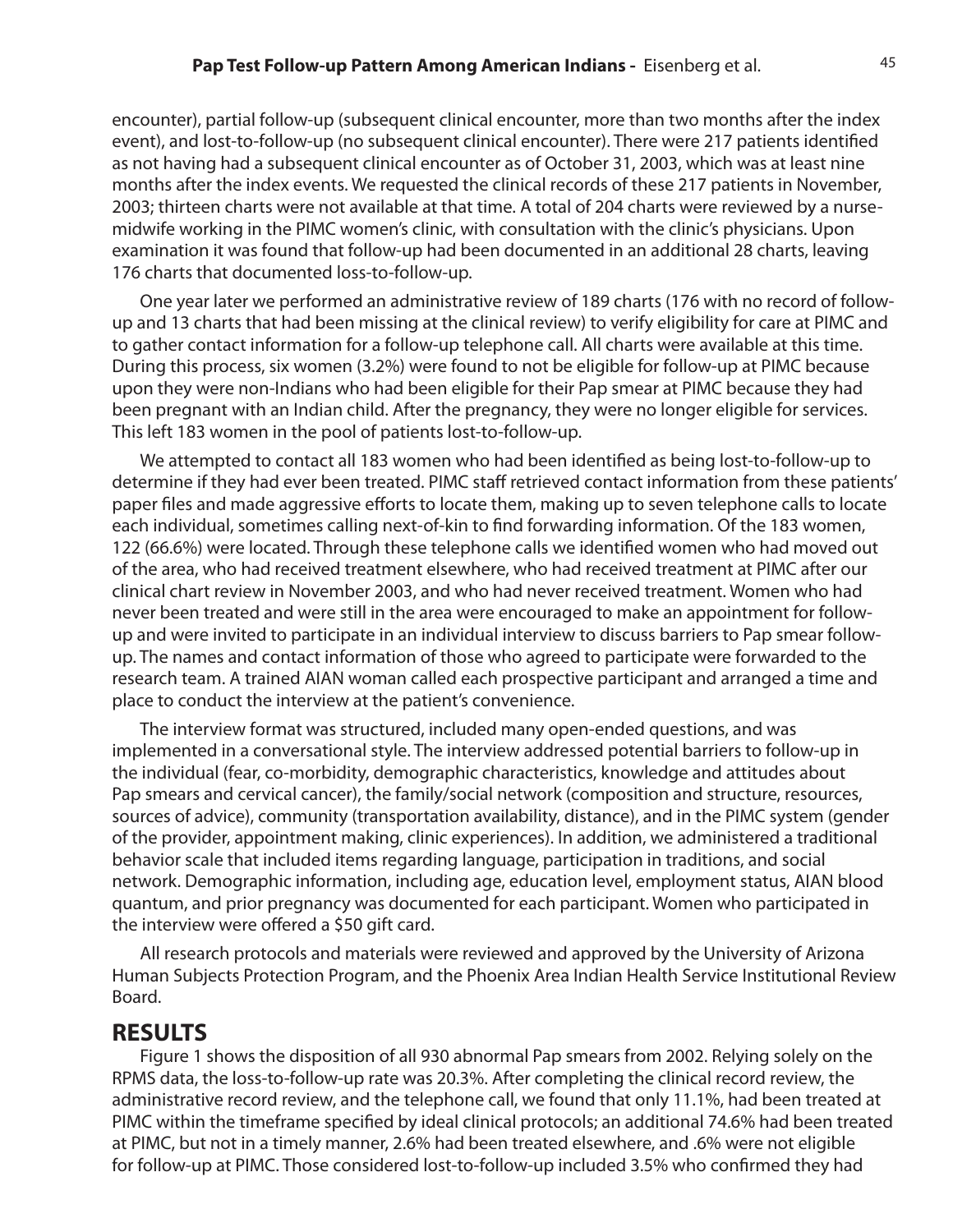encounter), partial follow-up (subsequent clinical encounter, more than two months after the index event), and lost-to-follow-up (no subsequent clinical encounter). There were 217 patients identified as not having had a subsequent clinical encounter as of October 31, 2003, which was at least nine months after the index events. We requested the clinical records of these 217 patients in November, 2003; thirteen charts were not available at that time. A total of 204 charts were reviewed by a nurse-midwife working in the PIMC women's clinic, with consultation with the clinic's physicians. Upon examination it was found that follow-up had been documented in an additional 28 charts, leaving 176 charts that documented loss-to-follow-up.

One year later we performed an administrative review of 189 charts (176 with no record of follow-up and 13 charts that had been missing at the clinical review) to verify eligibility for care at PIMC and to gather contact information for a follow-up telephone call. All charts were available at this time. During this process, six women (3.2%) were found to not be eligible for follow-up at PIMC because upon they were non-Indians who had been eligible for their Pap smear at PIMC because they had been pregnant with an Indian child. After the pregnancy, they were no longer eligible for services. This left 183 women in the pool of patients lost-to-follow-up.

We attempted to contact all 183 women who had been identified as being lost-to-follow-up to determine if they had ever been treated. PIMC staff retrieved contact information from these patients' paper files and made aggressive efforts to locate them, making up to seven telephone calls to locate each individual, sometimes calling next-of-kin to find forwarding information. Of the 183 women, 122 (66.6%) were located. Through these telephone calls we identified women who had moved out of the area, who had received treatment elsewhere, who had received treatment at PIMC after our clinical chart review in November 2003, and who had never received treatment. Women who had never been treated and were still in the area were encouraged to make an appointment for follow-up and were invited to participate in an individual interview to discuss barriers to Pap smear follow-up. The names and contact information of those who agreed to participate were forwarded to the research team. A trained AIAN woman called each prospective participant and arranged a time and place to conduct the interview at the patient's convenience.

The interview format was structured, included many open-ended questions, and was implemented in a conversational style. The interview addressed potential barriers to follow-up in the individual (fear, co-morbidity, demographic characteristics, knowledge and attitudes about Pap smears and cervical cancer), the family/social network (composition and structure, resources, sources of advice), community (transportation availability, distance), and in the PIMC system (gender of the provider, appointment making, clinic experiences). In addition, we administered a traditional behavior scale that included items regarding language, participation in traditions, and social network. Demographic information, including age, education level, employment status, AIAN blood quantum, and prior pregnancy was documented for each participant. Women who participated in the interview were offered a $50 gift card.

All research protocols and materials were reviewed and approved by the University of Arizona Human Subjects Protection Program, and the Phoenix Area Indian Health Service Institutional Review Board.

## RESULTS

Figure 1 shows the disposition of all 930 abnormal Pap smears from 2002. Relying solely on the RPMS data, the loss-to-follow-up rate was 20.3%. After completing the clinical record review, the administrative record review, and the telephone call, we found that only 11.1%, had been treated at PIMC within the timeframe specified by ideal clinical protocols; an additional 74.6% had been treated at PIMC, but not in a timely manner, 2.6% had been treated elsewhere, and .6% were not eligible for follow-up at PIMC. Those considered lost-to-follow-up included 3.5% who confirmed they had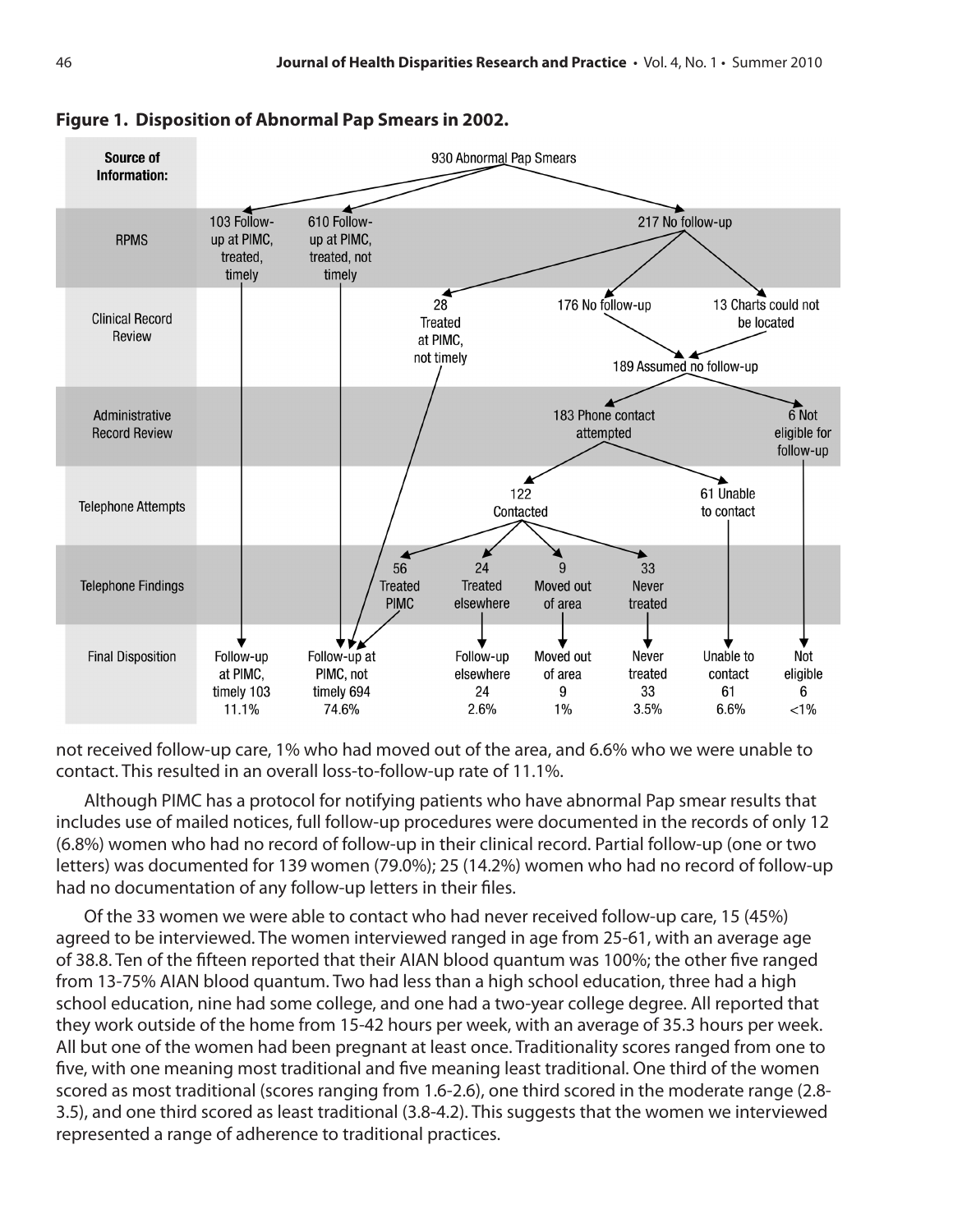**Figure 1. Disposition of Abnormal Pap Smears in 2002.**

| Source of Information: | | | | | | | |
|---|---|---|---|---|---|---|---|
| | 930 Abnormal Pap Smears | | | | | | |
| RPMS | 103 Follow-up at PIMC, treated, timely | 610 Follow-up at PIMC, treated, not timely | 217 No follow-up | | | | |
| Clinical Record Review | | | 28 Treated at PIMC, not timely | 176 No follow-up | 13 Charts could not be located | | |
| | | | | 189 Assumed no follow-up | | | |
| Administrative Record Review | | | | 183 Phone contact attempted | | | 6 Not eligible for follow-up |
| Telephone Attempts | | | | 122 Contacted | | 61 Unable to contact | |
| Telephone Findings | | 56 Treated PIMC | 24 Treated elsewhere | 9 Moved out of area | 33 Never treated | | |
| Final Disposition | Follow-up at PIMC, timely 103 11.1% | Follow-up at PIMC, not timely 694 74.6% | Follow-up elsewhere 24 2.6% | Moved out of area 9 1% | Never treated 33 3.5% | Unable to contact 61 6.6% | Not eligible 6 <1% |

not received follow-up care, 1% who had moved out of the area, and 6.6% who we were unable to contact. This resulted in an overall loss-to-follow-up rate of 11.1%.

Although PIMC has a protocol for notifying patients who have abnormal Pap smear results that includes use of mailed notices, full follow-up procedures were documented in the records of only 12 (6.8%) women who had no record of follow-up in their clinical record. Partial follow-up (one or two letters) was documented for 139 women (79.0%); 25 (14.2%) women who had no record of follow-up had no documentation of any follow-up letters in their files.

Of the 33 women we were able to contact who had never received follow-up care, 15 (45%) agreed to be interviewed. The women interviewed ranged in age from 25-61, with an average age of 38.8. Ten of the fifteen reported that their AIAN blood quantum was 100%; the other five ranged from 13-75% AIAN blood quantum. Two had less than a high school education, three had a high school education, nine had some college, and one had a two-year college degree. All reported that they work outside of the home from 15-42 hours per week, with an average of 35.3 hours per week. All but one of the women had been pregnant at least once. Traditionality scores ranged from one to five, with one meaning most traditional and five meaning least traditional. One third of the women scored as most traditional (scores ranging from 1.6-2.6), one third scored in the moderate range (2.8-3.5), and one third scored as least traditional (3.8-4.2). This suggests that the women we interviewed represented a range of adherence to traditional practices.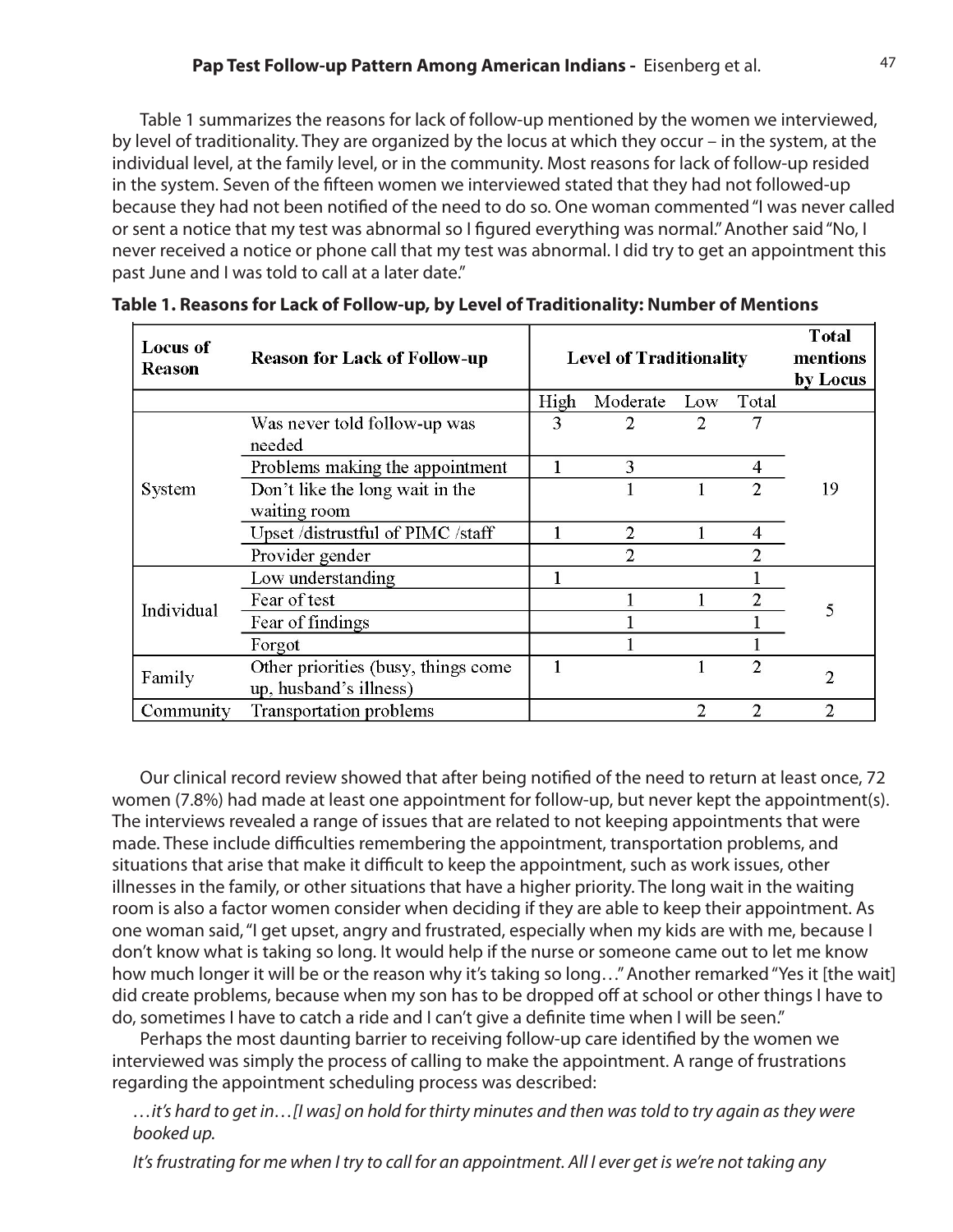Table 1 summarizes the reasons for lack of follow-up mentioned by the women we interviewed, by level of traditionality. They are organized by the locus at which they occur – in the system, at the individual level, at the family level, or in the community. Most reasons for lack of follow-up resided in the system. Seven of the fifteen women we interviewed stated that they had not followed-up because they had not been notified of the need to do so. One woman commented "I was never called or sent a notice that my test was abnormal so I figured everything was normal." Another said "No, I never received a notice or phone call that my test was abnormal. I did try to get an appointment this past June and I was told to call at a later date."

**Table 1. Reasons for Lack of Follow-up, by Level of Traditionality: Number of Mentions**

| Locus of Reason | Reason for Lack of Follow-up | Level of Traditionality | | | | Total mentions by Locus |
|---|---|---|---|---|---|---|
| | | High | Moderate | Low | Total | |
| System | Was never told follow-up was needed | 3 | 2 | 2 | 7 | 19 |
| | Problems making the appointment | 1 | 3 | | 4 | |
| | Don't like the long wait in the waiting room | | 1 | 1 | 2 | |
| | Upset /distrustful of PIMC /staff | 1 | 2 | 1 | 4 | |
| | Provider gender | | 2 | | 2 | |
| Individual | Low understanding | 1 | | | 1 | 5 |
| | Fear of test | | 1 | 1 | 2 | |
| | Fear of findings | | 1 | | 1 | |
| | Forgot | | 1 | | 1 | |
| Family | Other priorities (busy, things come up, husband's illness) | 1 | | 1 | 2 | 2 |
| Community | Transportation problems | | | 2 | 2 | 2 |

Our clinical record review showed that after being notified of the need to return at least once, 72 women (7.8%) had made at least one appointment for follow-up, but never kept the appointment(s). The interviews revealed a range of issues that are related to not keeping appointments that were made. These include difficulties remembering the appointment, transportation problems, and situations that arise that make it difficult to keep the appointment, such as work issues, other illnesses in the family, or other situations that have a higher priority. The long wait in the waiting room is also a factor women consider when deciding if they are able to keep their appointment. As one woman said, "I get upset, angry and frustrated, especially when my kids are with me, because I don't know what is taking so long. It would help if the nurse or someone came out to let me know how much longer it will be or the reason why it's taking so long…" Another remarked "Yes it [the wait] did create problems, because when my son has to be dropped off at school or other things I have to do, sometimes I have to catch a ride and I can't give a definite time when I will be seen."

Perhaps the most daunting barrier to receiving follow-up care identified by the women we interviewed was simply the process of calling to make the appointment. A range of frustrations regarding the appointment scheduling process was described:

*…it's hard to get in…[I was] on hold for thirty minutes and then was told to try again as they were booked up.*

*It's frustrating for me when I try to call for an appointment. All I ever get is we're not taking any*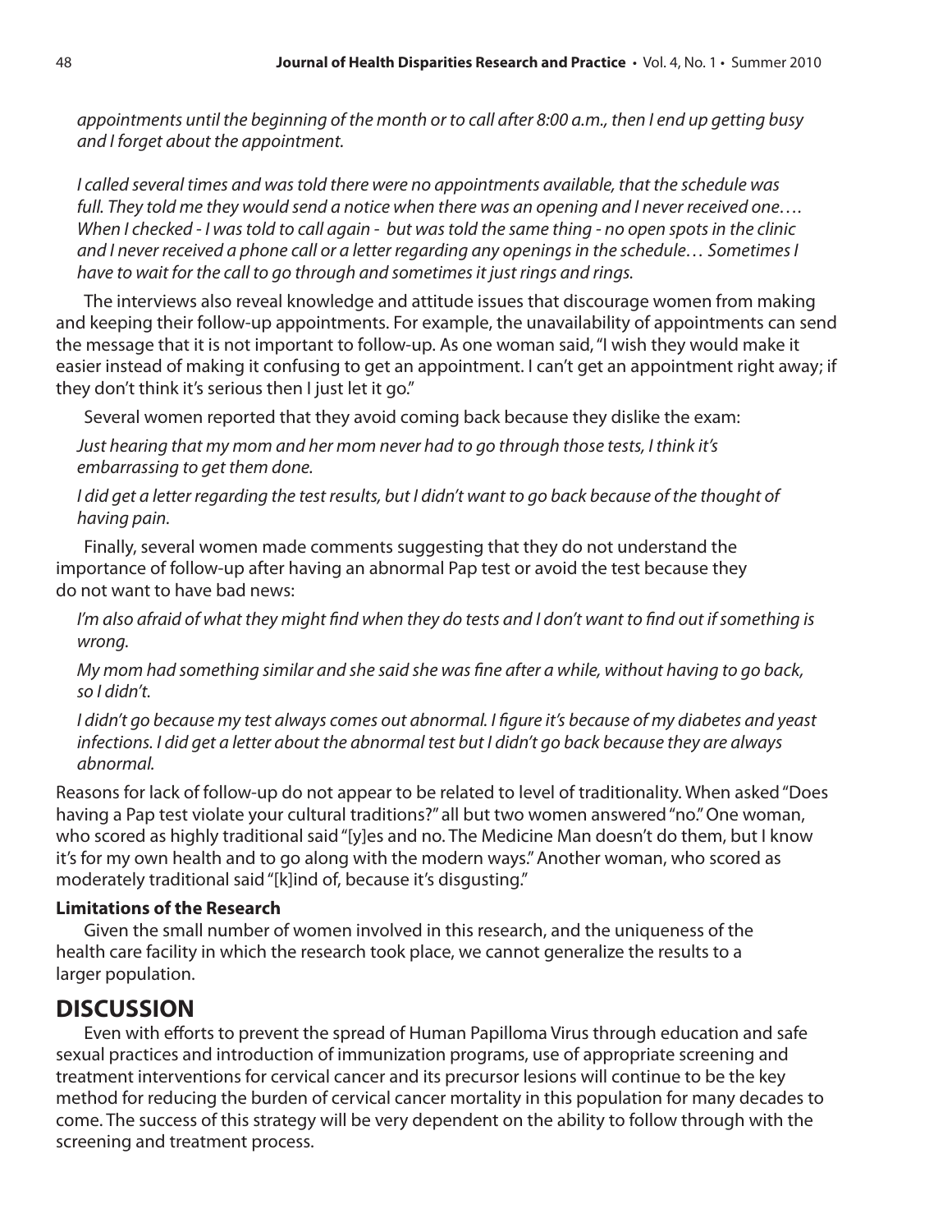*appointments until the beginning of the month or to call after 8:00 a.m., then I end up getting busy and I forget about the appointment.*

*I called several times and was told there were no appointments available, that the schedule was full. They told me they would send a notice when there was an opening and I never received one…. When I checked - I was told to call again - but was told the same thing - no open spots in the clinic and I never received a phone call or a letter regarding any openings in the schedule… Sometimes I have to wait for the call to go through and sometimes it just rings and rings.*

The interviews also reveal knowledge and attitude issues that discourage women from making and keeping their follow-up appointments. For example, the unavailability of appointments can send the message that it is not important to follow-up. As one woman said, "I wish they would make it easier instead of making it confusing to get an appointment. I can't get an appointment right away; if they don't think it's serious then I just let it go."

Several women reported that they avoid coming back because they dislike the exam:

*Just hearing that my mom and her mom never had to go through those tests, I think it's embarrassing to get them done.*

*I did get a letter regarding the test results, but I didn't want to go back because of the thought of having pain.*

Finally, several women made comments suggesting that they do not understand the importance of follow-up after having an abnormal Pap test or avoid the test because they do not want to have bad news:

*I'm also afraid of what they might find when they do tests and I don't want to find out if something is wrong.*

*My mom had something similar and she said she was fine after a while, without having to go back, so I didn't.*

*I didn't go because my test always comes out abnormal. I figure it's because of my diabetes and yeast infections. I did get a letter about the abnormal test but I didn't go back because they are always abnormal.*

Reasons for lack of follow-up do not appear to be related to level of traditionality. When asked "Does having a Pap test violate your cultural traditions?" all but two women answered "no." One woman, who scored as highly traditional said "[y]es and no. The Medicine Man doesn't do them, but I know it's for my own health and to go along with the modern ways." Another woman, who scored as moderately traditional said "[k]ind of, because it's disgusting."

### Limitations of the Research

Given the small number of women involved in this research, and the uniqueness of the health care facility in which the research took place, we cannot generalize the results to a larger population.

## DISCUSSION

Even with efforts to prevent the spread of Human Papilloma Virus through education and safe sexual practices and introduction of immunization programs, use of appropriate screening and treatment interventions for cervical cancer and its precursor lesions will continue to be the key method for reducing the burden of cervical cancer mortality in this population for many decades to come. The success of this strategy will be very dependent on the ability to follow through with the screening and treatment process.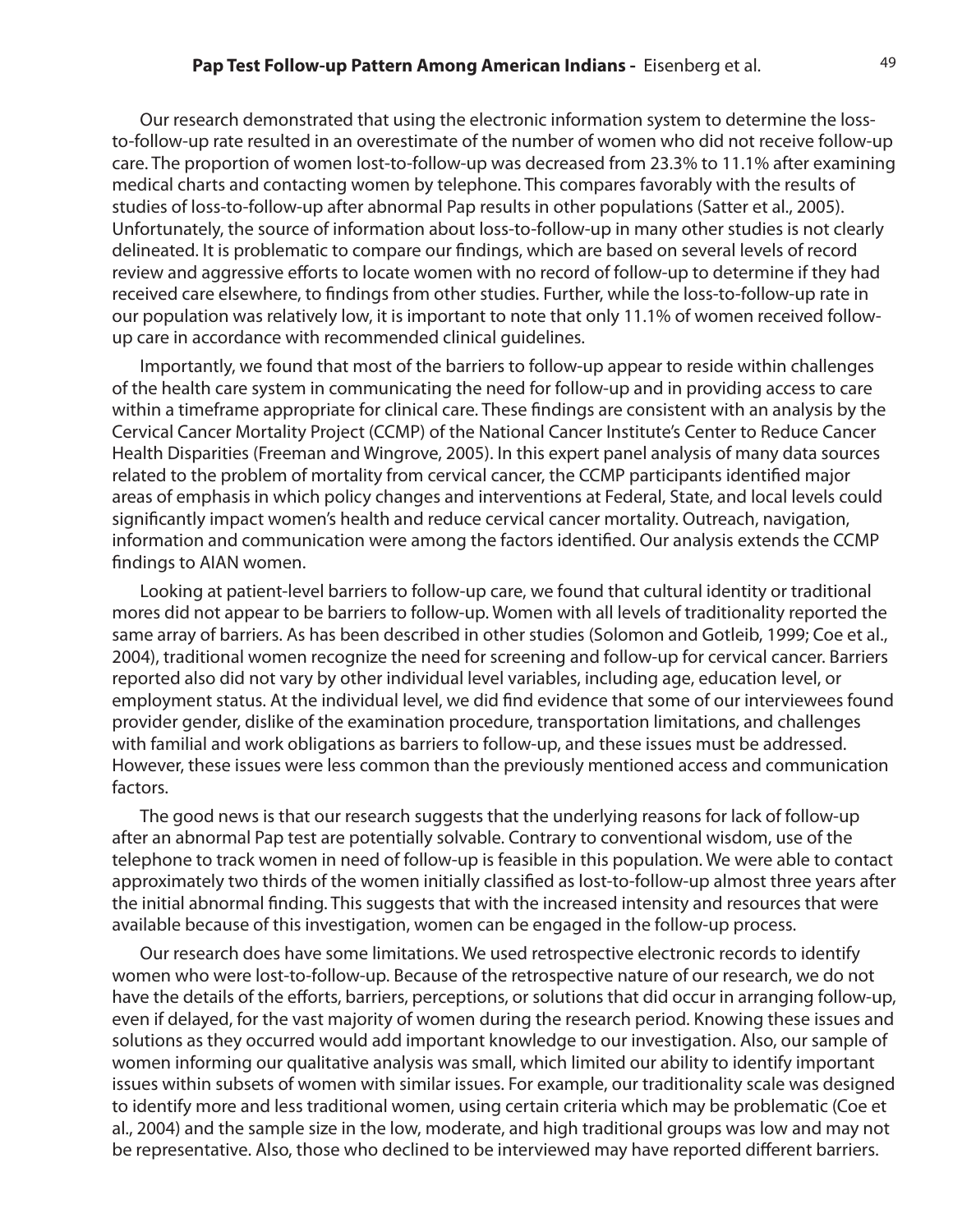Our research demonstrated that using the electronic information system to determine the loss-to-follow-up rate resulted in an overestimate of the number of women who did not receive follow-up care. The proportion of women lost-to-follow-up was decreased from 23.3% to 11.1% after examining medical charts and contacting women by telephone. This compares favorably with the results of studies of loss-to-follow-up after abnormal Pap results in other populations (Satter et al., 2005). Unfortunately, the source of information about loss-to-follow-up in many other studies is not clearly delineated. It is problematic to compare our findings, which are based on several levels of record review and aggressive efforts to locate women with no record of follow-up to determine if they had received care elsewhere, to findings from other studies. Further, while the loss-to-follow-up rate in our population was relatively low, it is important to note that only 11.1% of women received follow-up care in accordance with recommended clinical guidelines.

Importantly, we found that most of the barriers to follow-up appear to reside within challenges of the health care system in communicating the need for follow-up and in providing access to care within a timeframe appropriate for clinical care. These findings are consistent with an analysis by the Cervical Cancer Mortality Project (CCMP) of the National Cancer Institute's Center to Reduce Cancer Health Disparities (Freeman and Wingrove, 2005). In this expert panel analysis of many data sources related to the problem of mortality from cervical cancer, the CCMP participants identified major areas of emphasis in which policy changes and interventions at Federal, State, and local levels could significantly impact women's health and reduce cervical cancer mortality. Outreach, navigation, information and communication were among the factors identified. Our analysis extends the CCMP findings to AIAN women.

Looking at patient-level barriers to follow-up care, we found that cultural identity or traditional mores did not appear to be barriers to follow-up. Women with all levels of traditionality reported the same array of barriers. As has been described in other studies (Solomon and Gotleib, 1999; Coe et al., 2004), traditional women recognize the need for screening and follow-up for cervical cancer. Barriers reported also did not vary by other individual level variables, including age, education level, or employment status. At the individual level, we did find evidence that some of our interviewees found provider gender, dislike of the examination procedure, transportation limitations, and challenges with familial and work obligations as barriers to follow-up, and these issues must be addressed. However, these issues were less common than the previously mentioned access and communication factors.

The good news is that our research suggests that the underlying reasons for lack of follow-up after an abnormal Pap test are potentially solvable. Contrary to conventional wisdom, use of the telephone to track women in need of follow-up is feasible in this population. We were able to contact approximately two thirds of the women initially classified as lost-to-follow-up almost three years after the initial abnormal finding. This suggests that with the increased intensity and resources that were available because of this investigation, women can be engaged in the follow-up process.

Our research does have some limitations. We used retrospective electronic records to identify women who were lost-to-follow-up. Because of the retrospective nature of our research, we do not have the details of the efforts, barriers, perceptions, or solutions that did occur in arranging follow-up, even if delayed, for the vast majority of women during the research period. Knowing these issues and solutions as they occurred would add important knowledge to our investigation. Also, our sample of women informing our qualitative analysis was small, which limited our ability to identify important issues within subsets of women with similar issues. For example, our traditionality scale was designed to identify more and less traditional women, using certain criteria which may be problematic (Coe et al., 2004) and the sample size in the low, moderate, and high traditional groups was low and may not be representative. Also, those who declined to be interviewed may have reported different barriers.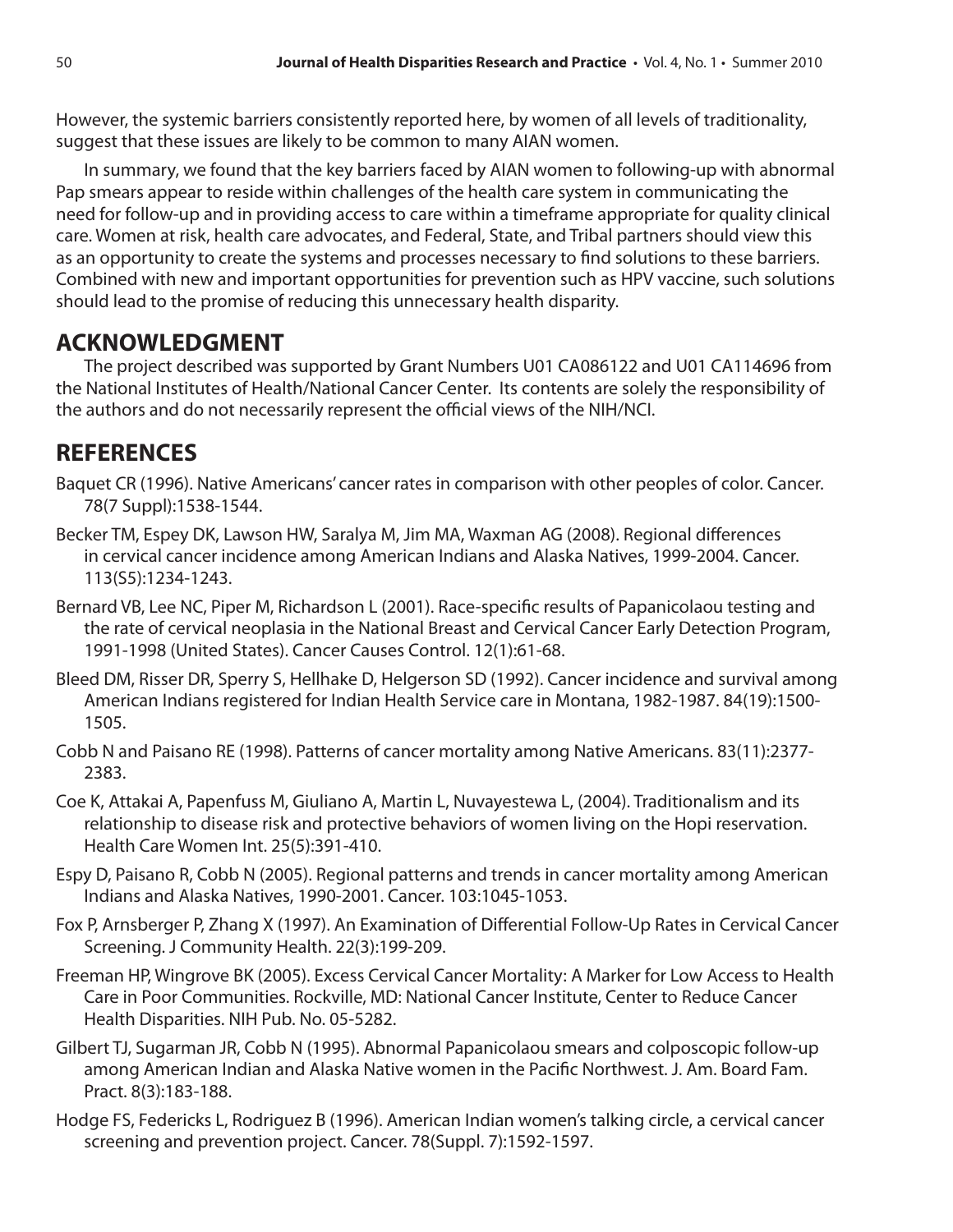However, the systemic barriers consistently reported here, by women of all levels of traditionality, suggest that these issues are likely to be common to many AIAN women.

In summary, we found that the key barriers faced by AIAN women to following-up with abnormal Pap smears appear to reside within challenges of the health care system in communicating the need for follow-up and in providing access to care within a timeframe appropriate for quality clinical care. Women at risk, health care advocates, and Federal, State, and Tribal partners should view this as an opportunity to create the systems and processes necessary to find solutions to these barriers. Combined with new and important opportunities for prevention such as HPV vaccine, such solutions should lead to the promise of reducing this unnecessary health disparity.

## ACKNOWLEDGMENT

The project described was supported by Grant Numbers U01 CA086122 and U01 CA114696 from the National Institutes of Health/National Cancer Center. Its contents are solely the responsibility of the authors and do not necessarily represent the official views of the NIH/NCI.

## REFERENCES

Baquet CR (1996). Native Americans' cancer rates in comparison with other peoples of color. Cancer. 78(7 Suppl):1538-1544.

Becker TM, Espey DK, Lawson HW, Saralya M, Jim MA, Waxman AG (2008). Regional differences in cervical cancer incidence among American Indians and Alaska Natives, 1999-2004. Cancer. 113(S5):1234-1243.

Bernard VB, Lee NC, Piper M, Richardson L (2001). Race-specific results of Papanicolaou testing and the rate of cervical neoplasia in the National Breast and Cervical Cancer Early Detection Program, 1991-1998 (United States). Cancer Causes Control. 12(1):61-68.

Bleed DM, Risser DR, Sperry S, Hellhake D, Helgerson SD (1992). Cancer incidence and survival among American Indians registered for Indian Health Service care in Montana, 1982-1987. 84(19):1500-1505.

Cobb N and Paisano RE (1998). Patterns of cancer mortality among Native Americans. 83(11):2377-2383.

Coe K, Attakai A, Papenfuss M, Giuliano A, Martin L, Nuvayestewa L, (2004). Traditionalism and its relationship to disease risk and protective behaviors of women living on the Hopi reservation. Health Care Women Int. 25(5):391-410.

Espy D, Paisano R, Cobb N (2005). Regional patterns and trends in cancer mortality among American Indians and Alaska Natives, 1990-2001. Cancer. 103:1045-1053.

Fox P, Arnsberger P, Zhang X (1997). An Examination of Differential Follow-Up Rates in Cervical Cancer Screening. J Community Health. 22(3):199-209.

Freeman HP, Wingrove BK (2005). Excess Cervical Cancer Mortality: A Marker for Low Access to Health Care in Poor Communities. Rockville, MD: National Cancer Institute, Center to Reduce Cancer Health Disparities. NIH Pub. No. 05-5282.

Gilbert TJ, Sugarman JR, Cobb N (1995). Abnormal Papanicolaou smears and colposcopic follow-up among American Indian and Alaska Native women in the Pacific Northwest. J. Am. Board Fam. Pract. 8(3):183-188.

Hodge FS, Federicks L, Rodriguez B (1996). American Indian women's talking circle, a cervical cancer screening and prevention project. Cancer. 78(Suppl. 7):1592-1597.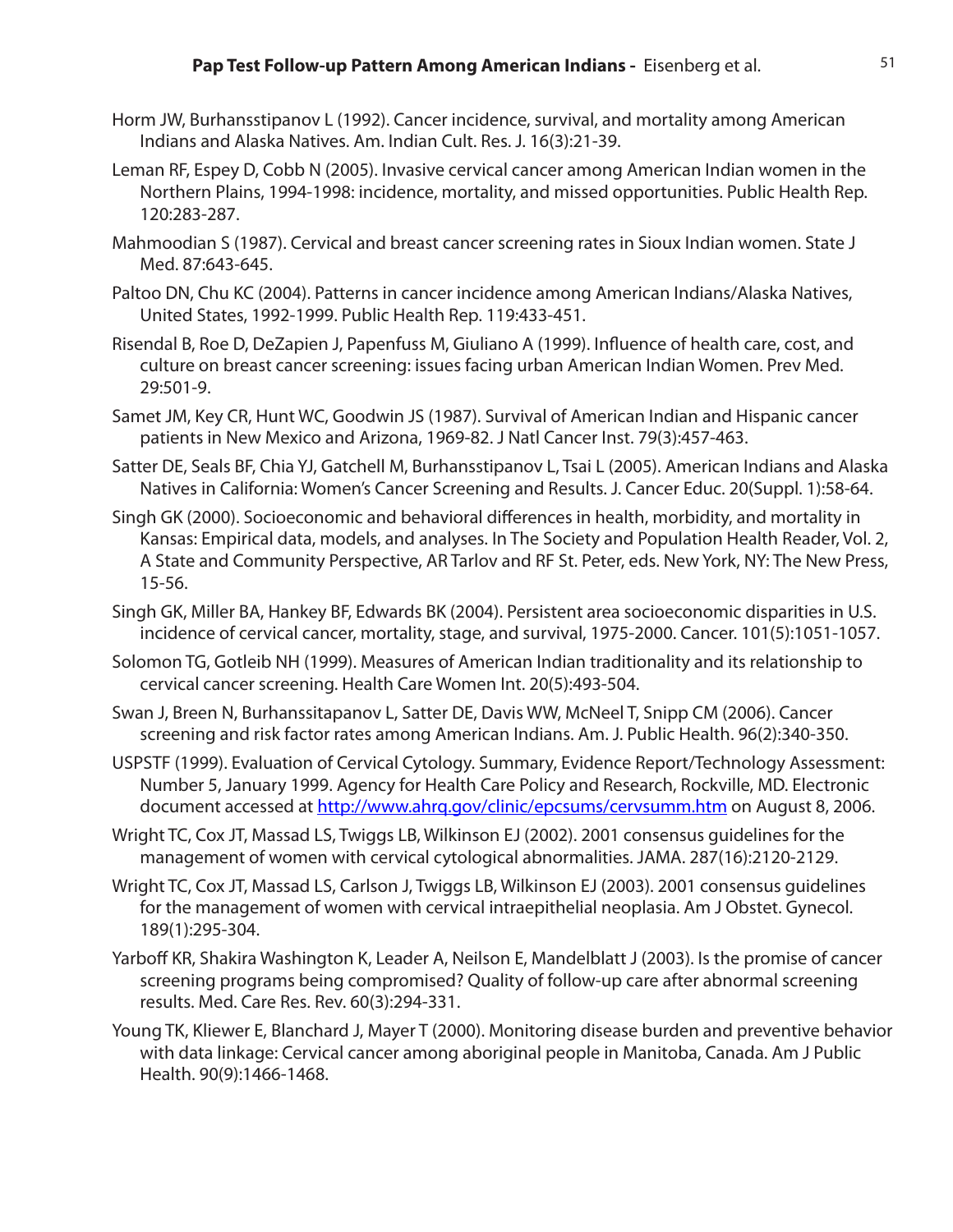Horm JW, Burhansstipanov L (1992). Cancer incidence, survival, and mortality among American Indians and Alaska Natives. Am. Indian Cult. Res. J. 16(3):21-39.

Leman RF, Espey D, Cobb N (2005). Invasive cervical cancer among American Indian women in the Northern Plains, 1994-1998: incidence, mortality, and missed opportunities. Public Health Rep. 120:283-287.

Mahmoodian S (1987). Cervical and breast cancer screening rates in Sioux Indian women. State J Med. 87:643-645.

Paltoo DN, Chu KC (2004). Patterns in cancer incidence among American Indians/Alaska Natives, United States, 1992-1999. Public Health Rep. 119:433-451.

Risendal B, Roe D, DeZapien J, Papenfuss M, Giuliano A (1999). Influence of health care, cost, and culture on breast cancer screening: issues facing urban American Indian Women. Prev Med. 29:501-9.

Samet JM, Key CR, Hunt WC, Goodwin JS (1987). Survival of American Indian and Hispanic cancer patients in New Mexico and Arizona, 1969-82. J Natl Cancer Inst. 79(3):457-463.

Satter DE, Seals BF, Chia YJ, Gatchell M, Burhansstipanov L, Tsai L (2005). American Indians and Alaska Natives in California: Women's Cancer Screening and Results. J. Cancer Educ. 20(Suppl. 1):58-64.

Singh GK (2000). Socioeconomic and behavioral differences in health, morbidity, and mortality in Kansas: Empirical data, models, and analyses. In The Society and Population Health Reader, Vol. 2, A State and Community Perspective, AR Tarlov and RF St. Peter, eds. New York, NY: The New Press, 15-56.

Singh GK, Miller BA, Hankey BF, Edwards BK (2004). Persistent area socioeconomic disparities in U.S. incidence of cervical cancer, mortality, stage, and survival, 1975-2000. Cancer. 101(5):1051-1057.

Solomon TG, Gotleib NH (1999). Measures of American Indian traditionality and its relationship to cervical cancer screening. Health Care Women Int. 20(5):493-504.

Swan J, Breen N, Burhanssitapanov L, Satter DE, Davis WW, McNeel T, Snipp CM (2006). Cancer screening and risk factor rates among American Indians. Am. J. Public Health. 96(2):340-350.

USPSTF (1999). Evaluation of Cervical Cytology. Summary, Evidence Report/Technology Assessment: Number 5, January 1999. Agency for Health Care Policy and Research, Rockville, MD. Electronic document accessed at http://www.ahrq.gov/clinic/epcsums/cervsumm.htm on August 8, 2006.

Wright TC, Cox JT, Massad LS, Twiggs LB, Wilkinson EJ (2002). 2001 consensus guidelines for the management of women with cervical cytological abnormalities. JAMA. 287(16):2120-2129.

Wright TC, Cox JT, Massad LS, Carlson J, Twiggs LB, Wilkinson EJ (2003). 2001 consensus guidelines for the management of women with cervical intraepithelial neoplasia. Am J Obstet. Gynecol. 189(1):295-304.

Yarboff KR, Shakira Washington K, Leader A, Neilson E, Mandelblatt J (2003). Is the promise of cancer screening programs being compromised? Quality of follow-up care after abnormal screening results. Med. Care Res. Rev. 60(3):294-331.

Young TK, Kliewer E, Blanchard J, Mayer T (2000). Monitoring disease burden and preventive behavior with data linkage: Cervical cancer among aboriginal people in Manitoba, Canada. Am J Public Health. 90(9):1466-1468.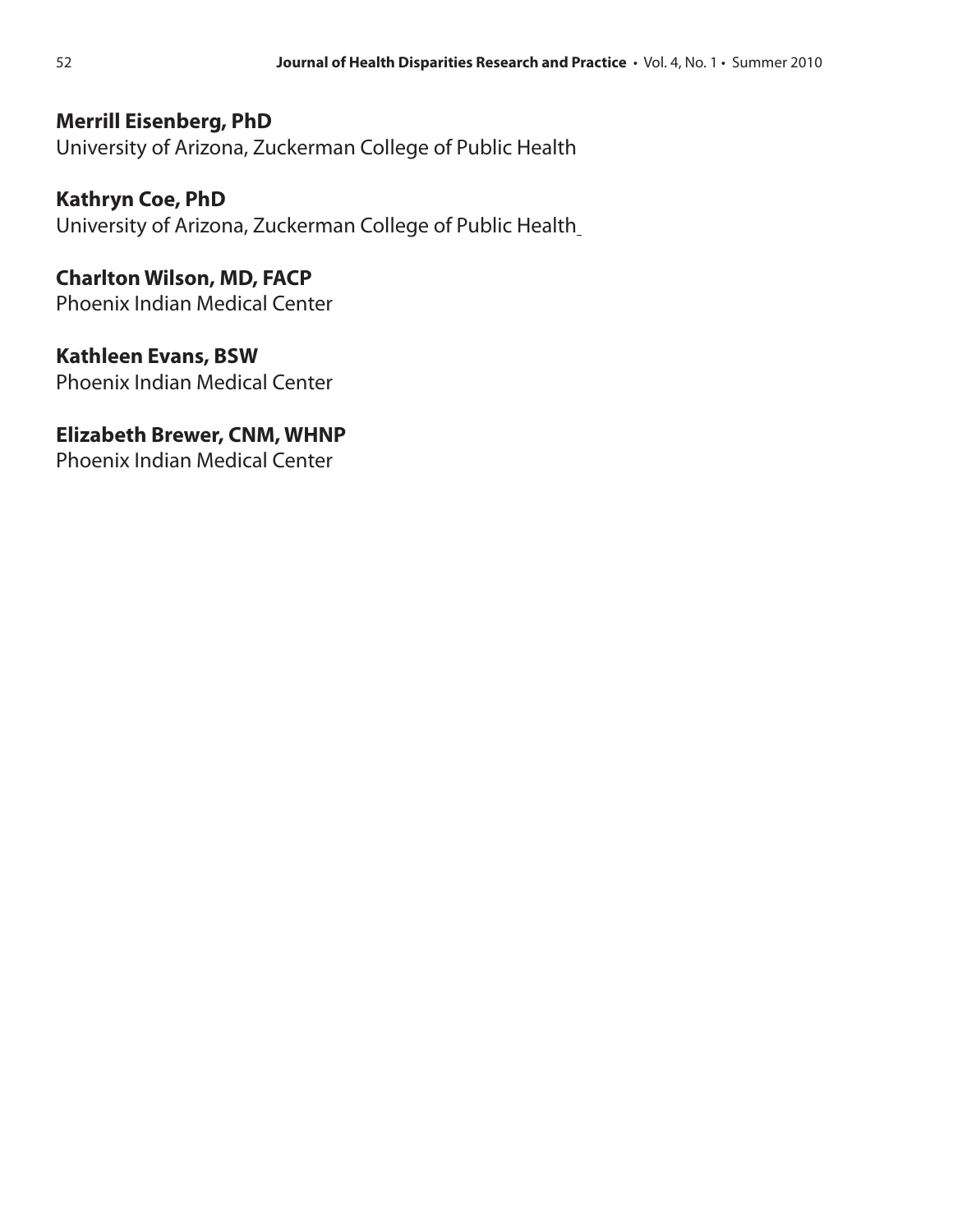**Merrill Eisenberg, PhD**
University of Arizona, Zuckerman College of Public Health

**Kathryn Coe, PhD**
University of Arizona, Zuckerman College of Public Health

**Charlton Wilson, MD, FACP**
Phoenix Indian Medical Center

**Kathleen Evans, BSW**
Phoenix Indian Medical Center

**Elizabeth Brewer, CNM, WHNP**
Phoenix Indian Medical Center